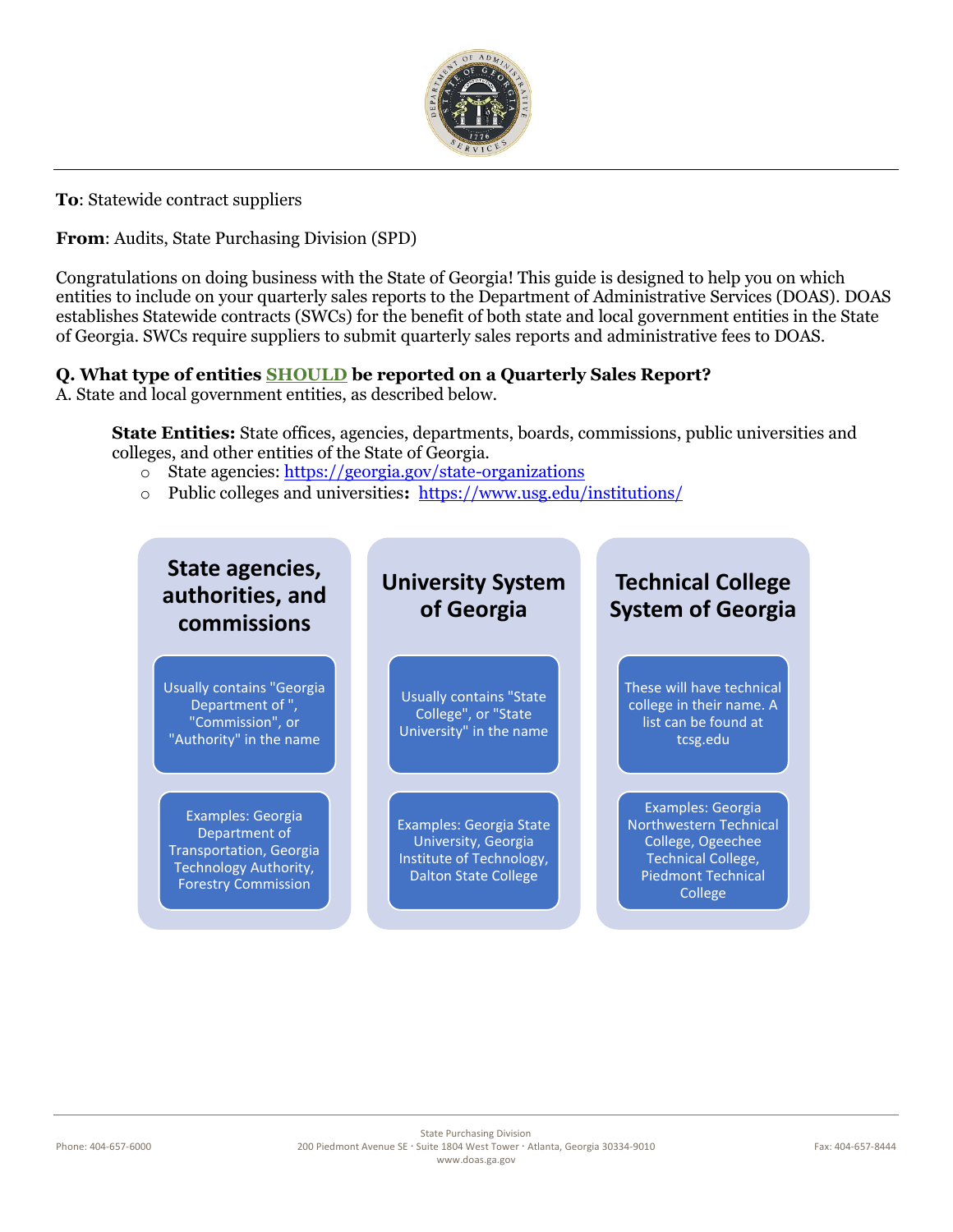**To**: Statewide contract suppliers

**From**: Audits, State Purchasing Division (SPD)

Congratulations on doing business with the State of Georgia! This guide is designed to help you on which entities to include on your quarterly sales reports to the Department of Administrative Services (DOAS). DOAS establishes Statewide contracts (SWCs) for the benefit of both state and local government entities in the State of Georgia. SWCs require suppliers to submit quarterly sales reports and administrative fees to DOAS.

**Q. What type of entities SHOULD be reported on a Quarterly Sales Report?**

A. State and local government entities, as described below.

**State Entities:** State offices, agencies, departments, boards, commissions, public universities and colleges, and other entities of the State of Georgia.

- State agencies: https://georgia.gov/state-organizations
- Public colleges and universities**:** https://www.usg.edu/institutions/

| State agencies, authorities, and commissions | University System of Georgia | Technical College System of Georgia |
| --- | --- | --- |
| Usually contains "Georgia Department of ", "Commission", or "Authority" in the name | Usually contains "State College", or "State University" in the name | These will have technical college in their name. A list can be found at tcsg.edu |
| Examples: Georgia Department of Transportation, Georgia Technology Authority, Forestry Commission | Examples: Georgia State University, Georgia Institute of Technology, Dalton State College | Examples: Georgia Northwestern Technical College, Ogeechee Technical College, Piedmont Technical College |

State Purchasing Division
200 Piedmont Avenue SE · Suite 1804 West Tower · Atlanta, Georgia 30334-9010
www.doas.ga.gov

Phone: 404-657-6000

Fax: 404-657-8444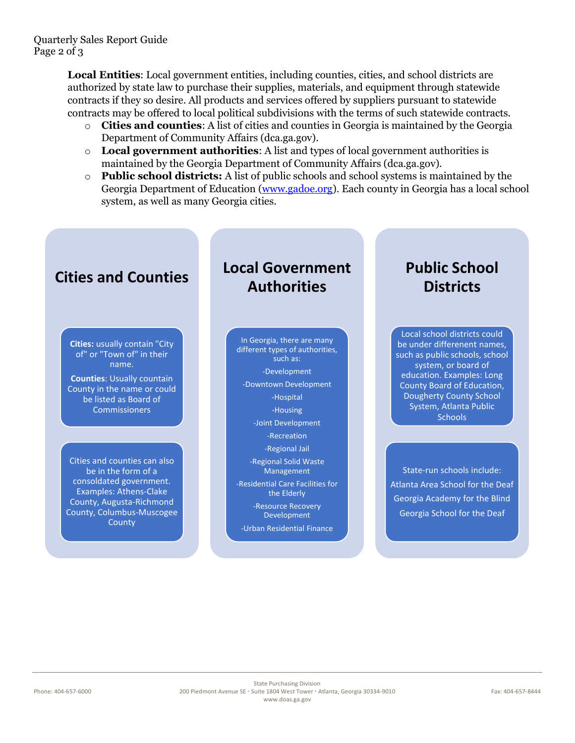**Local Entities**: Local government entities, including counties, cities, and school districts are authorized by state law to purchase their supplies, materials, and equipment through statewide contracts if they so desire. All products and services offered by suppliers pursuant to statewide contracts may be offered to local political subdivisions with the terms of such statewide contracts.

- **Cities and counties**: A list of cities and counties in Georgia is maintained by the Georgia Department of Community Affairs (dca.ga.gov).
- **Local government authorities**: A list and types of local government authorities is maintained by the Georgia Department of Community Affairs (dca.ga.gov).
- **Public school districts:** A list of public schools and school systems is maintained by the Georgia Department of Education (www.gadoe.org). Each county in Georgia has a local school system, as well as many Georgia cities.

## Cities and Counties

**Cities:** usually contain "City of" or "Town of" in their name.

**Counties**: Usually countain County in the name or could be listed as Board of Commissioners

Cities and counties can also be in the form of a consoldated government. Examples: Athens-Clake County, Augusta-Richmond County, Columbus-Muscogee County

## Local Government Authorities

In Georgia, there are many different types of authorities, such as:

- -Development
- -Downtown Development
- -Hospital
- -Housing
- -Joint Development
- -Recreation
- -Regional Jail
- -Regional Solid Waste Management
- -Residential Care Facilities for the Elderly
- -Resource Recovery Development
- -Urban Residential Finance

## Public School Districts

Local school districts could be under diferenent names, such as public schools, school system, or board of education. Examples: Long County Board of Education, Dougherty County School System, Atlanta Public Schools

State-run schools include:

Atlanta Area School for the Deaf

Georgia Academy for the Blind

Georgia School for the Deaf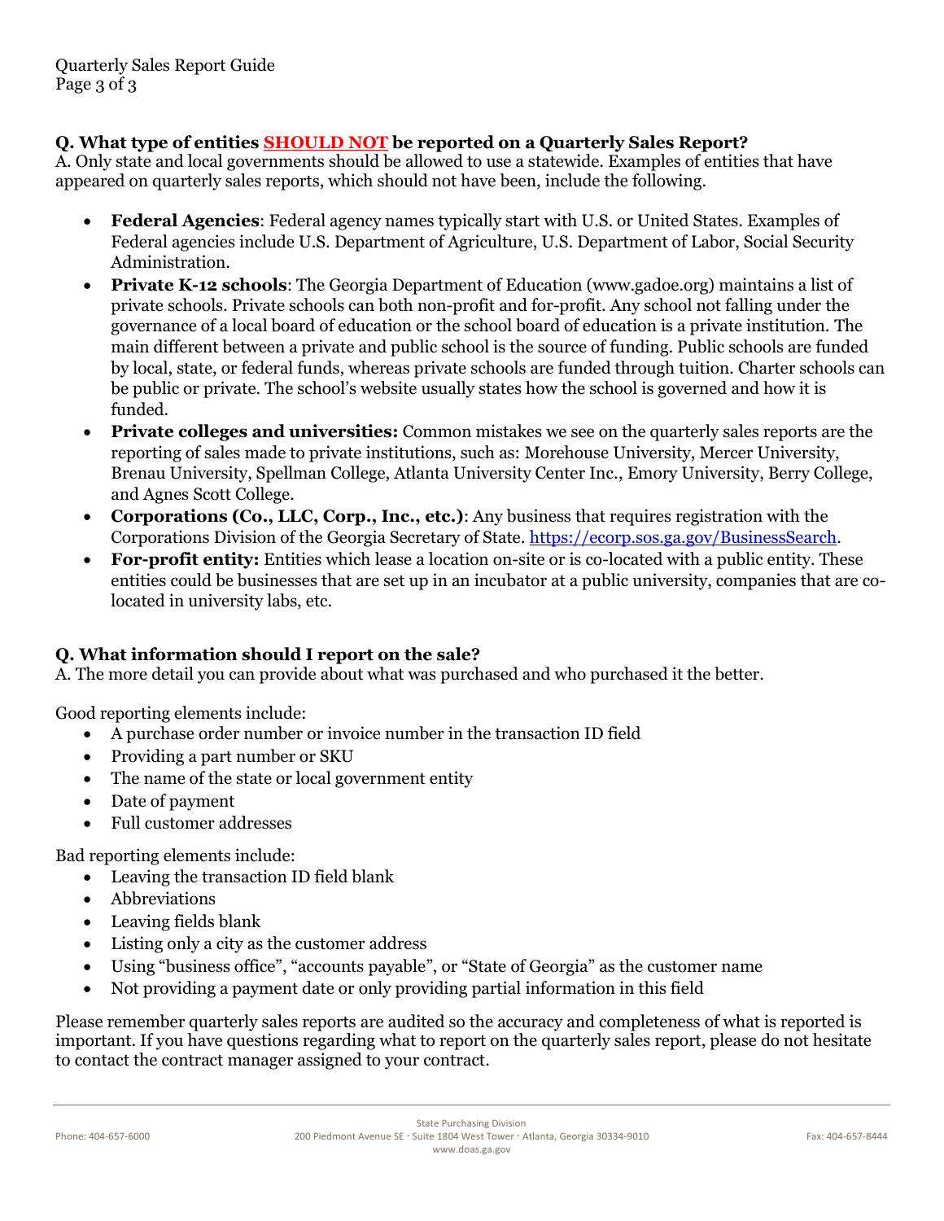**Q. What type of entities SHOULD NOT be reported on a Quarterly Sales Report?**

A. Only state and local governments should be allowed to use a statewide. Examples of entities that have appeared on quarterly sales reports, which should not have been, include the following.

- **Federal Agencies**: Federal agency names typically start with U.S. or United States. Examples of Federal agencies include U.S. Department of Agriculture, U.S. Department of Labor, Social Security Administration.
- **Private K-12 schools**: The Georgia Department of Education (www.gadoe.org) maintains a list of private schools. Private schools can both non-profit and for-profit. Any school not falling under the governance of a local board of education or the school board of education is a private institution. The main different between a private and public school is the source of funding. Public schools are funded by local, state, or federal funds, whereas private schools are funded through tuition. Charter schools can be public or private. The school's website usually states how the school is governed and how it is funded.
- **Private colleges and universities:** Common mistakes we see on the quarterly sales reports are the reporting of sales made to private institutions, such as: Morehouse University, Mercer University, Brenau University, Spellman College, Atlanta University Center Inc., Emory University, Berry College, and Agnes Scott College.
- **Corporations (Co., LLC, Corp., Inc., etc.)**: Any business that requires registration with the Corporations Division of the Georgia Secretary of State. https://ecorp.sos.ga.gov/BusinessSearch.
- **For-profit entity:** Entities which lease a location on-site or is co-located with a public entity. These entities could be businesses that are set up in an incubator at a public university, companies that are co-located in university labs, etc.

**Q. What information should I report on the sale?**

A. The more detail you can provide about what was purchased and who purchased it the better.

Good reporting elements include:

- A purchase order number or invoice number in the transaction ID field
- Providing a part number or SKU
- The name of the state or local government entity
- Date of payment
- Full customer addresses

Bad reporting elements include:

- Leaving the transaction ID field blank
- Abbreviations
- Leaving fields blank
- Listing only a city as the customer address
- Using "business office", "accounts payable", or "State of Georgia" as the customer name
- Not providing a payment date or only providing partial information in this field

Please remember quarterly sales reports are audited so the accuracy and completeness of what is reported is important. If you have questions regarding what to report on the quarterly sales report, please do not hesitate to contact the contract manager assigned to your contract.